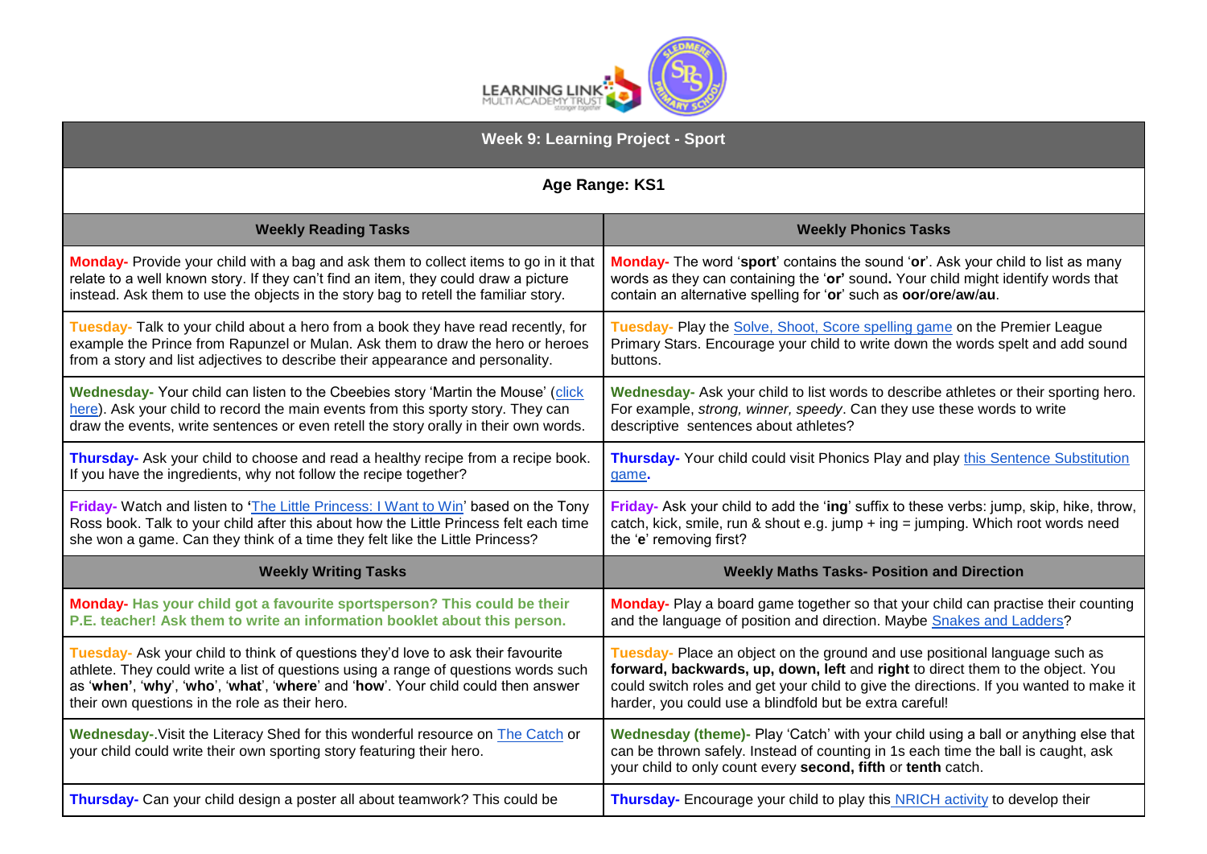# Week 9: Learning Project - Sport

## Age Range: KS1

| Weekly Reading Tasks | Weekly Phonics Tasks |
|---|---|
| **Monday-** Provide your child with a bag and ask them to collect items to go in it that relate to a well known story. If they can't find an item, they could draw a picture instead. Ask them to use the objects in the story bag to retell the familiar story. | **Monday-** The word '**sport**' contains the sound '**or**'. Ask your child to list as many words as they can containing the '**or'** sound**.** Your child might identify words that contain an alternative spelling for '**or**' such as **oor**/**ore**/**aw**/**au**. |
| **Tuesday-** Talk to your child about a hero from a book they have read recently, for example the Prince from Rapunzel or Mulan. Ask them to draw the hero or heroes from a story and list adjectives to describe their appearance and personality. | **Tuesday-** Play the Solve, Shoot, Score spelling game on the Premier League Primary Stars. Encourage your child to write down the words spelt and add sound buttons. |
| **Wednesday-** Your child can listen to the Cbeebies story 'Martin the Mouse' (click here). Ask your child to record the main events from this sporty story. They can draw the events, write sentences or even retell the story orally in their own words. | **Wednesday-** Ask your child to list words to describe athletes or their sporting hero. For example, *strong, winner, speedy*. Can they use these words to write descriptive sentences about athletes? |
| **Thursday-** Ask your child to choose and read a healthy recipe from a recipe book. If you have the ingredients, why not follow the recipe together? | **Thursday-** Your child could visit Phonics Play and play this Sentence Substitution game**.** |
| **Friday-** Watch and listen to **'**The Little Princess: I Want to Win' based on the Tony Ross book. Talk to your child after this about how the Little Princess felt each time she won a game. Can they think of a time they felt like the Little Princess? | **Friday-** Ask your child to add the '**ing**' suffix to these verbs: jump, skip, hike, throw, catch, kick, smile, run & shout e.g. jump + ing = jumping. Which root words need the '**e**' removing first? |
| **Weekly Writing Tasks** | **Weekly Maths Tasks- Position and Direction** |
| **Monday- Has your child got a favourite sportsperson? This could be their P.E. teacher! Ask them to write an information booklet about this person.** | **Monday-** Play a board game together so that your child can practise their counting and the language of position and direction. Maybe Snakes and Ladders? |
| **Tuesday-** Ask your child to think of questions they'd love to ask their favourite athlete. They could write a list of questions using a range of questions words such as '**when'**, '**why**', '**who**', '**what**', '**where**' and '**how**'. Your child could then answer their own questions in the role as their hero. | **Tuesday-** Place an object on the ground and use positional language such as **forward, backwards, up, down, left** and **right** to direct them to the object. You could switch roles and get your child to give the directions. If you wanted to make it harder, you could use a blindfold but be extra careful! |
| **Wednesday-**.Visit the Literacy Shed for this wonderful resource on The Catch or your child could write their own sporting story featuring their hero. | **Wednesday (theme)-** Play 'Catch' with your child using a ball or anything else that can be thrown safely. Instead of counting in 1s each time the ball is caught, ask your child to only count every **second, fifth** or **tenth** catch. |
| **Thursday-** Can your child design a poster all about teamwork? This could be | **Thursday-** Encourage your child to play this NRICH activity to develop their |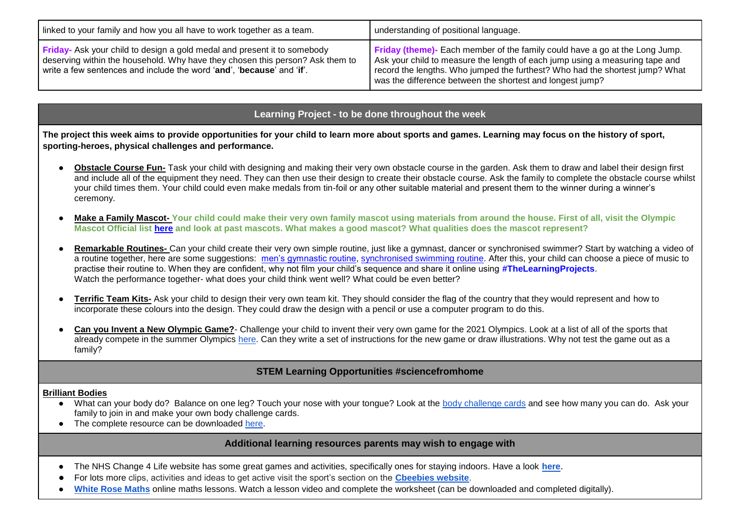| linked to your family and how you all have to work together as a team. | understanding of positional language. |
| --- | --- |
| **Friday-** Ask your child to design a gold medal and present it to somebody deserving within the household. Why have they chosen this person? Ask them to write a few sentences and include the word '**and**', '**because**' and '**if**'. | **Friday (theme)-** Each member of the family could have a go at the Long Jump. Ask your child to measure the length of each jump using a measuring tape and record the lengths. Who jumped the furthest? Who had the shortest jump? What was the difference between the shortest and longest jump? |

## Learning Project - to be done throughout the week

**The project this week aims to provide opportunities for your child to learn more about sports and games. Learning may focus on the history of sport, sporting-heroes, physical challenges and performance.**

- **Obstacle Course Fun-** Task your child with designing and making their very own obstacle course in the garden. Ask them to draw and label their design first and include all of the equipment they need. They can then use their design to create their obstacle course. Ask the family to complete the obstacle course whilst your child times them. Your child could even make medals from tin-foil or any other suitable material and present them to the winner during a winner's ceremony.
- **Make a Family Mascot- Your child could make their very own family mascot using materials from around the house. First of all, visit the Olympic Mascot Official list here and look at past mascots. What makes a good mascot? What qualities does the mascot represent?**
- **Remarkable Routines-** Can your child create their very own simple routine, just like a gymnast, dancer or synchronised swimmer? Start by watching a video of a routine together, here are some suggestions: men's gymnastic routine, synchronised swimming routine. After this, your child can choose a piece of music to practise their routine to. When they are confident, why not film your child's sequence and share it online using **#TheLearningProjects**. Watch the performance together- what does your child think went well? What could be even better?
- **Terrific Team Kits-** Ask your child to design their very own team kit. They should consider the flag of the country that they would represent and how to incorporate these colours into the design. They could draw the design with a pencil or use a computer program to do this.
- **Can you Invent a New Olympic Game?**- Challenge your child to invent their very own game for the 2021 Olympics. Look at a list of all of the sports that already compete in the summer Olympics here. Can they write a set of instructions for the new game or draw illustrations. Why not test the game out as a family?

## STEM Learning Opportunities #sciencefromhome

**Brilliant Bodies**

- What can your body do? Balance on one leg? Touch your nose with your tongue? Look at the body challenge cards and see how many you can do. Ask your family to join in and make your own body challenge cards.
- The complete resource can be downloaded here.

## Additional learning resources parents may wish to engage with

- The NHS Change 4 Life website has some great games and activities, specifically ones for staying indoors. Have a look **here**.
- For lots more clips, activities and ideas to get active visit the sport's section on the **Cbeebies website**.
- **White Rose Maths** online maths lessons. Watch a lesson video and complete the worksheet (can be downloaded and completed digitally).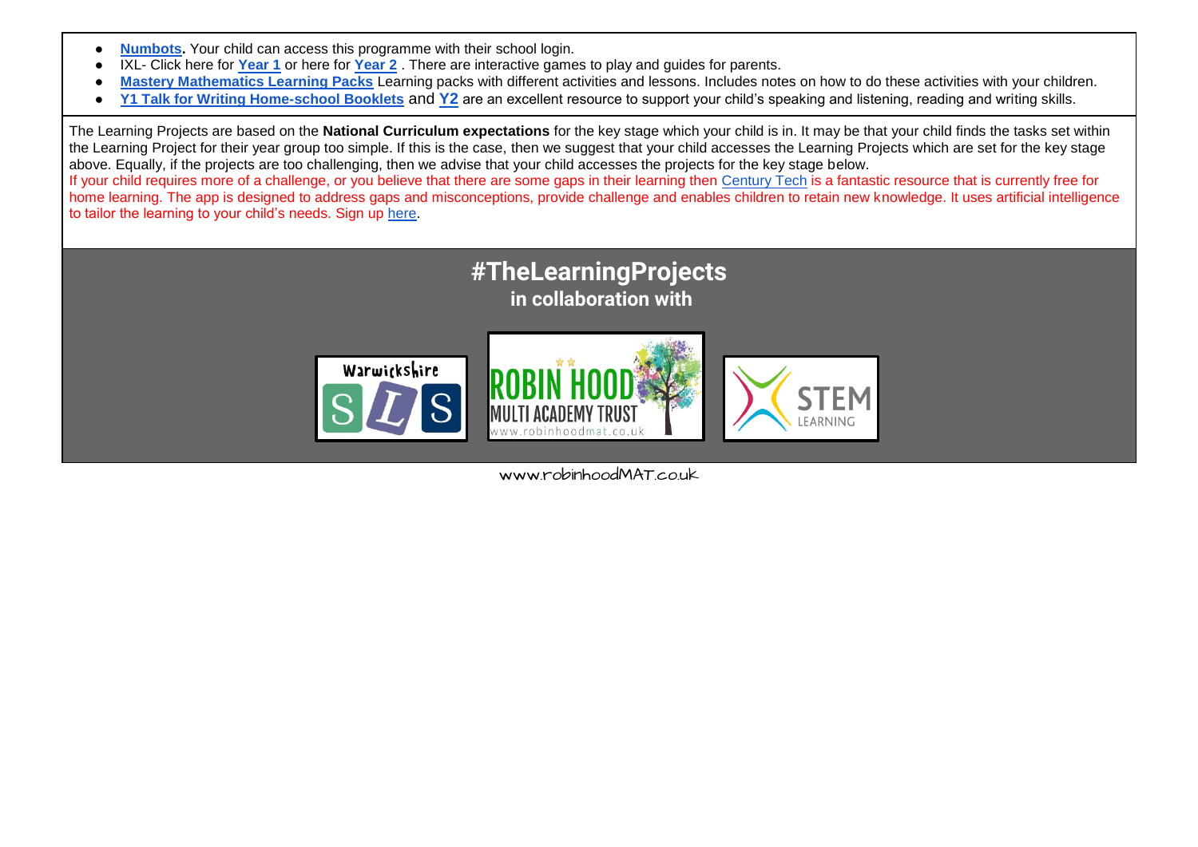- **Numbots.** Your child can access this programme with their school login.
- IXL- Click here for **Year 1** or here for **Year 2** . There are interactive games to play and guides for parents.
- **Mastery Mathematics Learning Packs** Learning packs with different activities and lessons. Includes notes on how to do these activities with your children.
- **Y1 Talk for Writing Home-school Booklets** and **Y2** are an excellent resource to support your child's speaking and listening, reading and writing skills.

The Learning Projects are based on the **National Curriculum expectations** for the key stage which your child is in. It may be that your child finds the tasks set within the Learning Project for their year group too simple. If this is the case, then we suggest that your child accesses the Learning Projects which are set for the key stage above. Equally, if the projects are too challenging, then we advise that your child accesses the projects for the key stage below.

If your child requires more of a challenge, or you believe that there are some gaps in their learning then Century Tech is a fantastic resource that is currently free for home learning. The app is designed to address gaps and misconceptions, provide challenge and enables children to retain new knowledge. It uses artificial intelligence to tailor the learning to your child's needs. Sign up here.

## #TheLearningProjects

**in collaboration with**

Warwickshire SLS

ROBIN HOOD MULTI ACADEMY TRUST
www.robinhoodmat.co.uk

STEM LEARNING

www.robinhoodMAT.co.uk